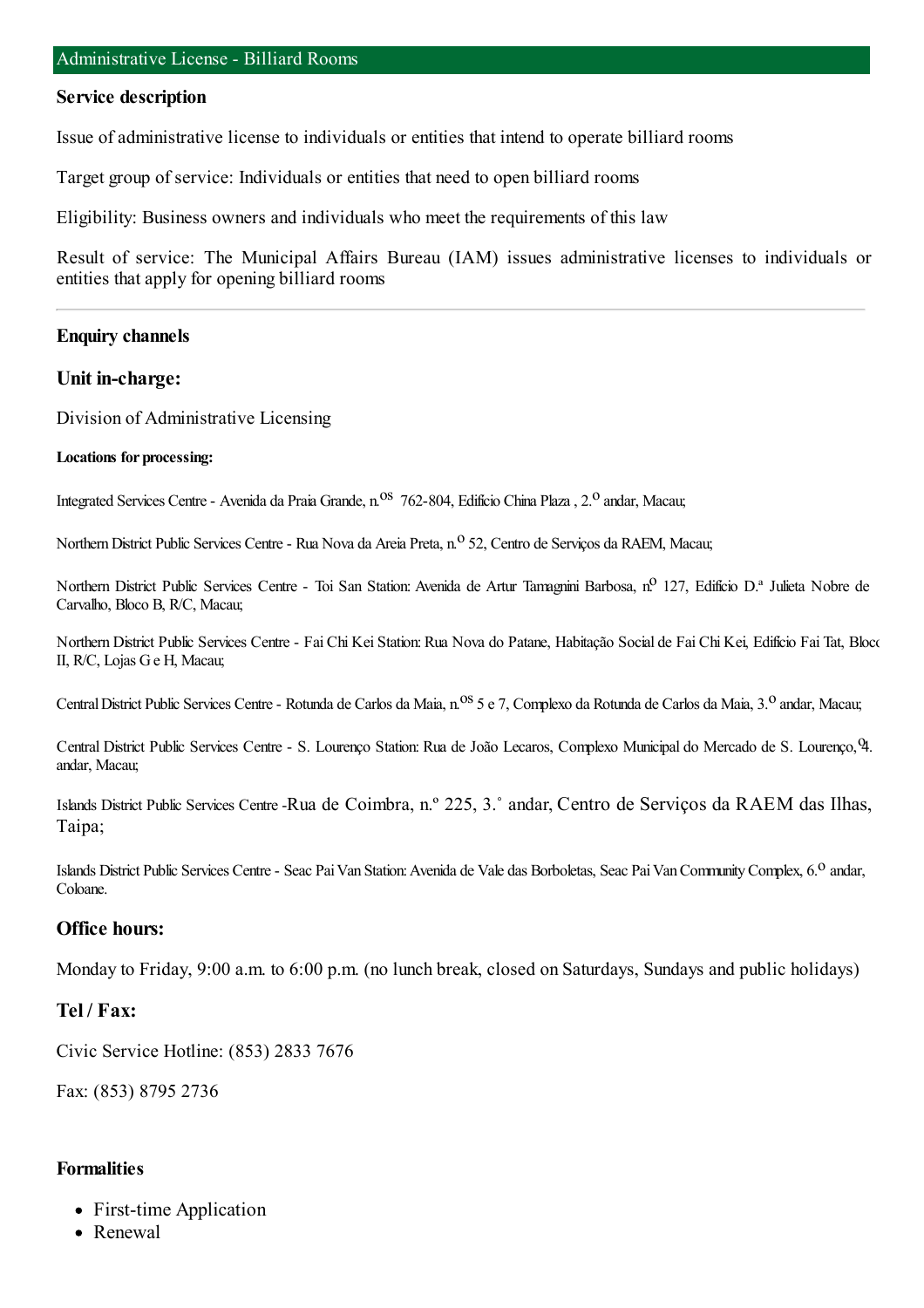## Administrative License - Billiard Rooms

### Service description

Issue of administrative license to individuals or entities that intend to operate billiard rooms

Target group of service: Individuals or entities that need to open billiard rooms

Eligibility: Business owners and individuals who meet the requirements of this law

Result of service: The Municipal Affairs Bureau (IAM) issues administrative licenses to individuals or entities that apply for opening billiard rooms

---

### Enquiry channels

### Unit in-charge:

Division of Administrative Licensing

#### Locations for processing:

Integrated Services Centre - Avenida da Praia Grande, n.os 762-804, Edifício China Plaza , 2.o andar, Macau;

Northern District Public Services Centre - Rua Nova da Areia Preta, n.o 52, Centro de Serviços da RAEM, Macau;

Northern District Public Services Centre - Toi San Station: Avenida de Artur Tamagnini Barbosa, n.o 127, Edifício D.ª Julieta Nobre de Carvalho, Bloco B, R/C, Macau;

Northern District Public Services Centre - Fai Chi Kei Station: Rua Nova do Patane, Habitação Social de Fai Chi Kei, Edifício Fai Tat, Bloco II, R/C, Lojas G e H, Macau;

Central District Public Services Centre - Rotunda de Carlos da Maia, n.os 5 e 7, Complexo da Rotunda de Carlos da Maia, 3.o andar, Macau;

Central District Public Services Centre - S. Lourenço Station: Rua de João Lecaros, Complexo Municipal do Mercado de S. Lourenço, 4.o andar, Macau;

Islands District Public Services Centre -Rua de Coimbra, n.º 225, 3.˚ andar, Centro de Serviços da RAEM das Ilhas, Taipa;

Islands District Public Services Centre - Seac Pai Van Station: Avenida de Vale das Borboletas, Seac Pai Van Community Complex, 6.o andar, Coloane.

### Office hours:

Monday to Friday, 9:00 a.m. to 6:00 p.m. (no lunch break, closed on Saturdays, Sundays and public holidays)

### Tel / Fax:

Civic Service Hotline: (853) 2833 7676

Fax: (853) 8795 2736

### Formalities

- First-time Application
- Renewal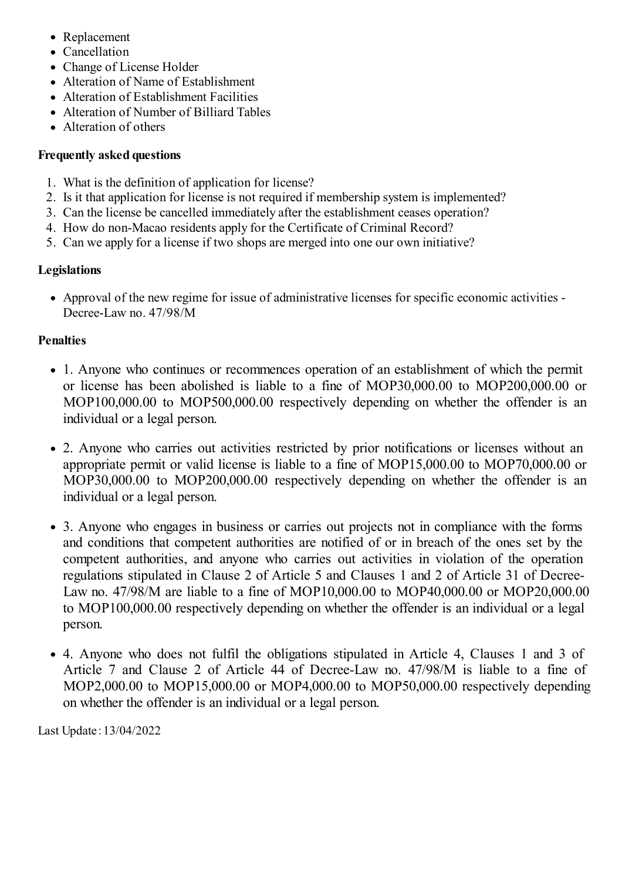- Replacement
- Cancellation
- Change of License Holder
- Alteration of Name of Establishment
- Alteration of Establishment Facilities
- Alteration of Number of Billiard Tables
- Alteration of others

**Frequently asked questions**

1. What is the definition of application for license?
2. Is it that application for license is not required if membership system is implemented?
3. Can the license be cancelled immediately after the establishment ceases operation?
4. How do non-Macao residents apply for the Certificate of Criminal Record?
5. Can we apply for a license if two shops are merged into one our own initiative?

**Legislations**

- Approval of the new regime for issue of administrative licenses for specific economic activities - Decree-Law no. 47/98/M

**Penalties**

- 1. Anyone who continues or recommences operation of an establishment of which the permit or license has been abolished is liable to a fine of MOP30,000.00 to MOP200,000.00 or MOP100,000.00 to MOP500,000.00 respectively depending on whether the offender is an individual or a legal person.

- 2. Anyone who carries out activities restricted by prior notifications or licenses without an appropriate permit or valid license is liable to a fine of MOP15,000.00 to MOP70,000.00 or MOP30,000.00 to MOP200,000.00 respectively depending on whether the offender is an individual or a legal person.

- 3. Anyone who engages in business or carries out projects not in compliance with the forms and conditions that competent authorities are notified of or in breach of the ones set by the competent authorities, and anyone who carries out activities in violation of the operation regulations stipulated in Clause 2 of Article 5 and Clauses 1 and 2 of Article 31 of Decree-Law no. 47/98/M are liable to a fine of MOP10,000.00 to MOP40,000.00 or MOP20,000.00 to MOP100,000.00 respectively depending on whether the offender is an individual or a legal person.

- 4. Anyone who does not fulfil the obligations stipulated in Article 4, Clauses 1 and 3 of Article 7 and Clause 2 of Article 44 of Decree-Law no. 47/98/M is liable to a fine of MOP2,000.00 to MOP15,000.00 or MOP4,000.00 to MOP50,000.00 respectively depending on whether the offender is an individual or a legal person.

Last Update : 13/04/2022